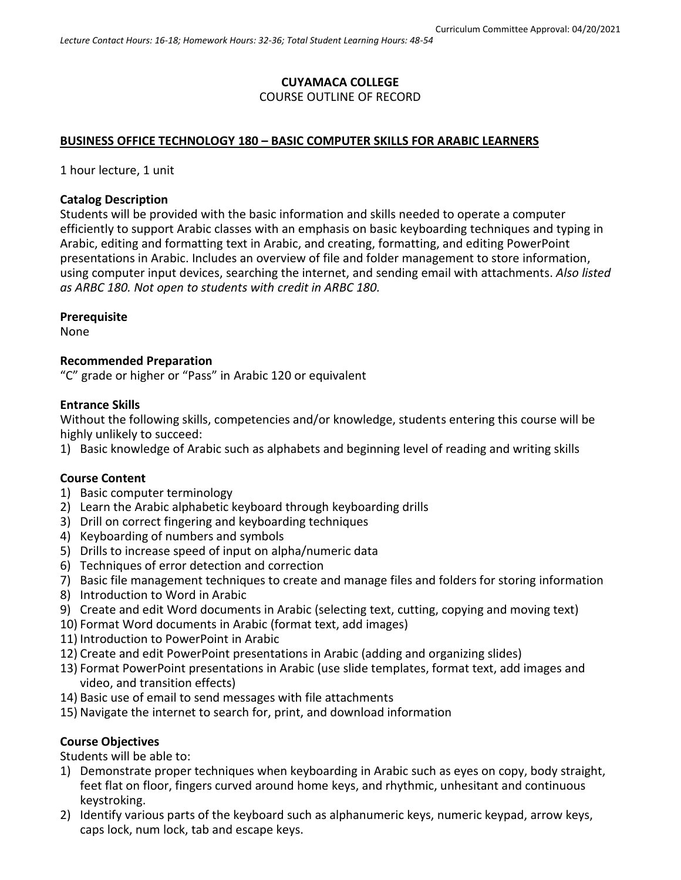Curriculum Committee Approval: 04/20/2021

*Lecture Contact Hours: 16-18; Homework Hours: 32-36; Total Student Learning Hours: 48-54*

**CUYAMACA COLLEGE**

COURSE OUTLINE OF RECORD

**BUSINESS OFFICE TECHNOLOGY 180 – BASIC COMPUTER SKILLS FOR ARABIC LEARNERS**

1 hour lecture, 1 unit

### Catalog Description

Students will be provided with the basic information and skills needed to operate a computer efficiently to support Arabic classes with an emphasis on basic keyboarding techniques and typing in Arabic, editing and formatting text in Arabic, and creating, formatting, and editing PowerPoint presentations in Arabic. Includes an overview of file and folder management to store information, using computer input devices, searching the internet, and sending email with attachments. *Also listed as ARBC 180. Not open to students with credit in ARBC 180.*

### Prerequisite

None

### Recommended Preparation

"C" grade or higher or "Pass" in Arabic 120 or equivalent

### Entrance Skills

Without the following skills, competencies and/or knowledge, students entering this course will be highly unlikely to succeed:

1) Basic knowledge of Arabic such as alphabets and beginning level of reading and writing skills

### Course Content

1) Basic computer terminology
2) Learn the Arabic alphabetic keyboard through keyboarding drills
3) Drill on correct fingering and keyboarding techniques
4) Keyboarding of numbers and symbols
5) Drills to increase speed of input on alpha/numeric data
6) Techniques of error detection and correction
7) Basic file management techniques to create and manage files and folders for storing information
8) Introduction to Word in Arabic
9) Create and edit Word documents in Arabic (selecting text, cutting, copying and moving text)
10) Format Word documents in Arabic (format text, add images)
11) Introduction to PowerPoint in Arabic
12) Create and edit PowerPoint presentations in Arabic (adding and organizing slides)
13) Format PowerPoint presentations in Arabic (use slide templates, format text, add images and video, and transition effects)
14) Basic use of email to send messages with file attachments
15) Navigate the internet to search for, print, and download information

### Course Objectives

Students will be able to:

1) Demonstrate proper techniques when keyboarding in Arabic such as eyes on copy, body straight, feet flat on floor, fingers curved around home keys, and rhythmic, unhesitant and continuous keystroking.
2) Identify various parts of the keyboard such as alphanumeric keys, numeric keypad, arrow keys, caps lock, num lock, tab and escape keys.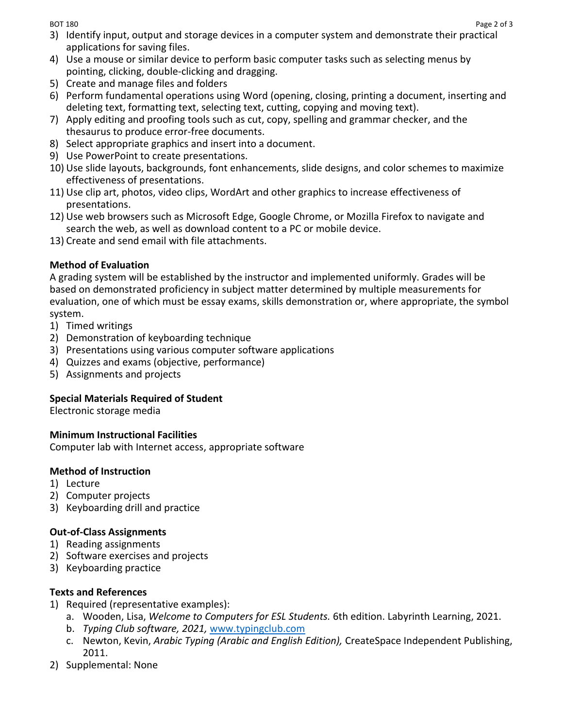3) Identify input, output and storage devices in a computer system and demonstrate their practical applications for saving files.
4) Use a mouse or similar device to perform basic computer tasks such as selecting menus by pointing, clicking, double-clicking and dragging.
5) Create and manage files and folders
6) Perform fundamental operations using Word (opening, closing, printing a document, inserting and deleting text, formatting text, selecting text, cutting, copying and moving text).
7) Apply editing and proofing tools such as cut, copy, spelling and grammar checker, and the thesaurus to produce error-free documents.
8) Select appropriate graphics and insert into a document.
9) Use PowerPoint to create presentations.
10) Use slide layouts, backgrounds, font enhancements, slide designs, and color schemes to maximize effectiveness of presentations.
11) Use clip art, photos, video clips, WordArt and other graphics to increase effectiveness of presentations.
12) Use web browsers such as Microsoft Edge, Google Chrome, or Mozilla Firefox to navigate and search the web, as well as download content to a PC or mobile device.
13) Create and send email with file attachments.

**Method of Evaluation**

A grading system will be established by the instructor and implemented uniformly. Grades will be based on demonstrated proficiency in subject matter determined by multiple measurements for evaluation, one of which must be essay exams, skills demonstration or, where appropriate, the symbol system.

1) Timed writings
2) Demonstration of keyboarding technique
3) Presentations using various computer software applications
4) Quizzes and exams (objective, performance)
5) Assignments and projects

**Special Materials Required of Student**

Electronic storage media

**Minimum Instructional Facilities**

Computer lab with Internet access, appropriate software

**Method of Instruction**

1) Lecture
2) Computer projects
3) Keyboarding drill and practice

**Out-of-Class Assignments**

1) Reading assignments
2) Software exercises and projects
3) Keyboarding practice

**Texts and References**

1) Required (representative examples):
   a. Wooden, Lisa, *Welcome to Computers for ESL Students.* 6th edition. Labyrinth Learning, 2021.
   b. *Typing Club software, 2021,* www.typingclub.com
   c. Newton, Kevin, *Arabic Typing (Arabic and English Edition),* CreateSpace Independent Publishing, 2011.
2) Supplemental: None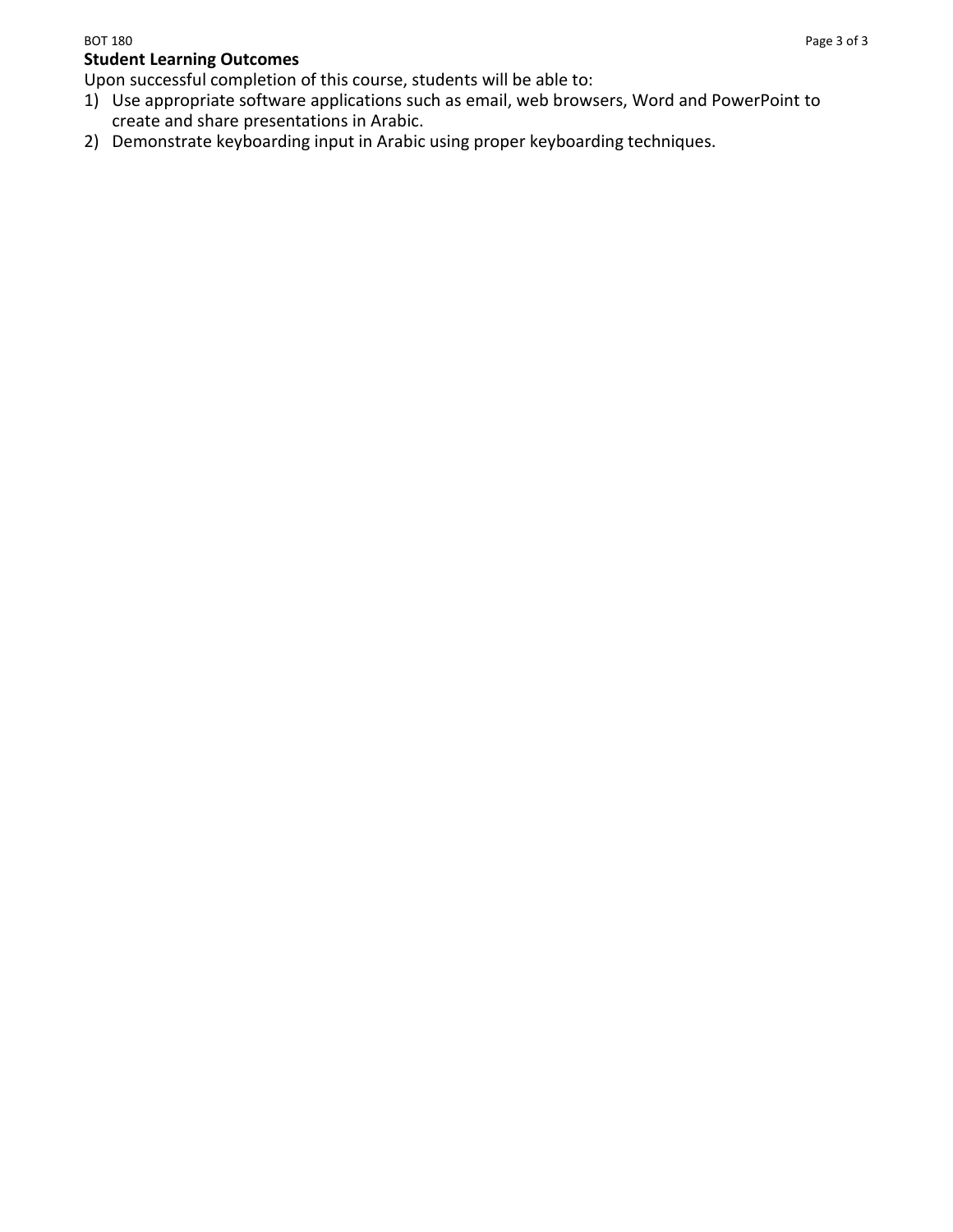**Student Learning Outcomes**

Upon successful completion of this course, students will be able to:

1) Use appropriate software applications such as email, web browsers, Word and PowerPoint to create and share presentations in Arabic.
2) Demonstrate keyboarding input in Arabic using proper keyboarding techniques.